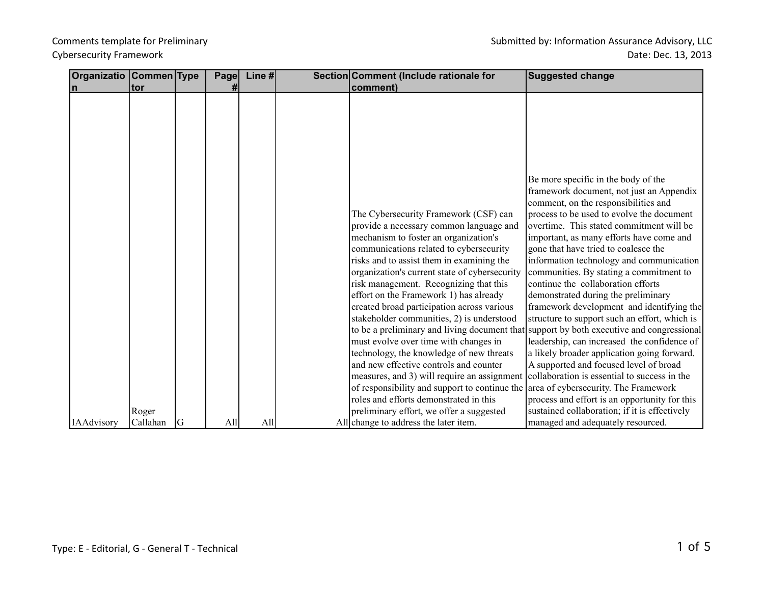Comments template for Preliminary Cybersecurity Framework

Submitted by: Information Assurance Advisory, LLC

Date: Dec. 13, 2013

| Organization | Commentor | Type | Page # | Line # | Section | Comment (Include rationale for comment) | Suggested change |
|---|---|---|---|---|---|---|---|
| IAAdvisory | Roger Callahan | G | All | All | All | The Cybersecurity Framework (CSF) can provide a necessary common language and mechanism to foster an organization's communications related to cybersecurity risks and to assist them in examining the organization's current state of cybersecurity risk management. Recognizing that this effort on the Framework 1) has already created broad participation across various stakeholder communities, 2) is understood to be a preliminary and living document that must evolve over time with changes in technology, the knowledge of new threats and new effective controls and counter measures, and 3) will require an assignment of responsibility and support to continue the roles and efforts demonstrated in this preliminary effort, we offer a suggested change to address the later item. | Be more specific in the body of the framework document, not just an Appendix comment, on the responsibilities and process to be used to evolve the document overtime. This stated commitment will be important, as many efforts have come and gone that have tried to coalesce the information technology and communication communities. By stating a commitment to continue the collaboration efforts demonstrated during the preliminary framework development and identifying the structure to support such an effort, which is support by both executive and congressional leadership, can increased the confidence of a likely broader application going forward. A supported and focused level of broad collaboration is essential to success in the area of cybersecurity. The Framework process and effort is an opportunity for this sustained collaboration; if it is effectively managed and adequately resourced. |

Type: E - Editorial, G - General T - Technical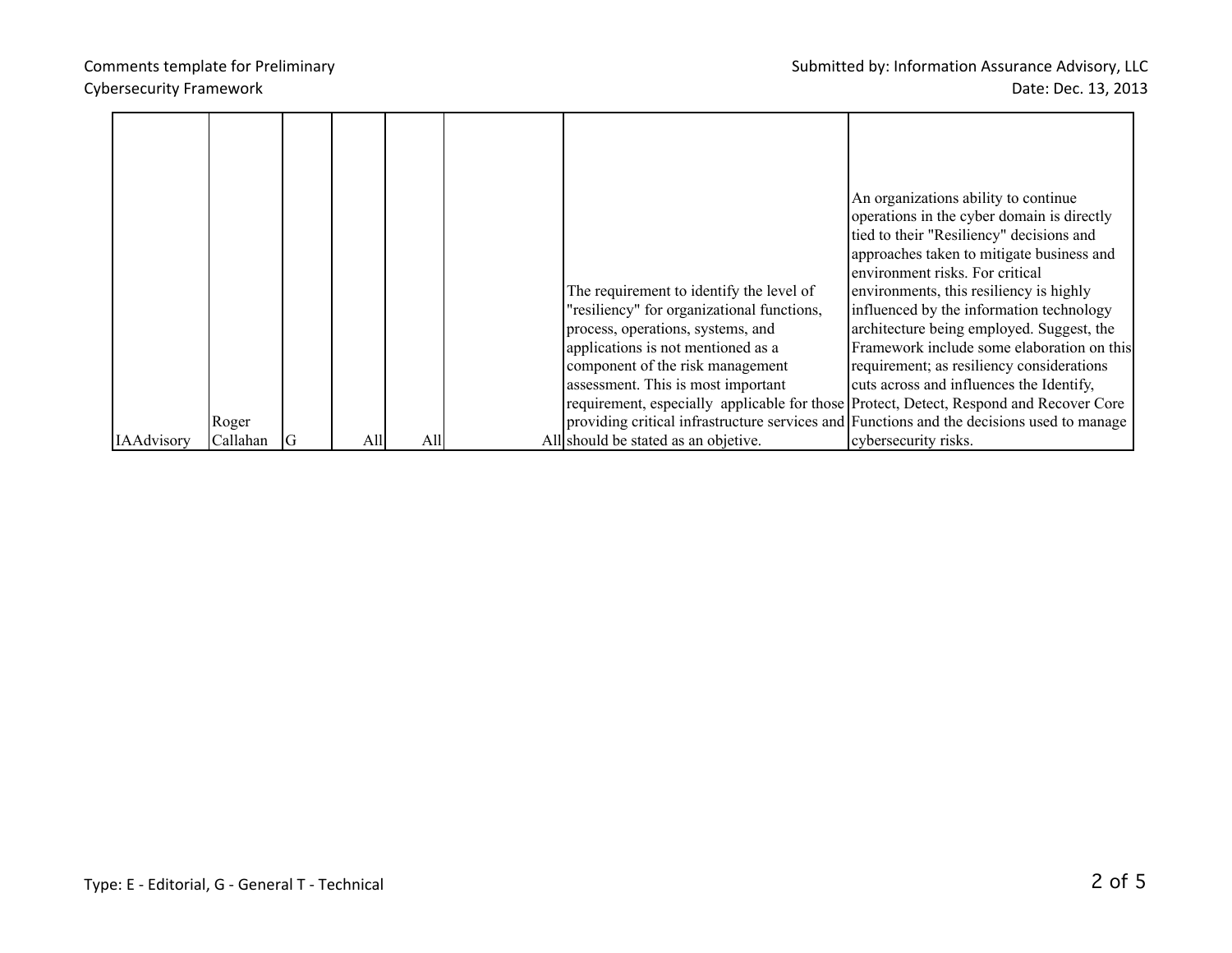| | | | | | | | |
|---|---|---|---|---|---|---|---|
| IAAdvisory | Roger Callahan | G | All | All | All | The requirement to identify the level of "resiliency" for organizational functions, process, operations, systems, and applications is not mentioned as a component of the risk management assessment. This is most important requirement, especially applicable for those providing critical infrastructure services and should be stated as an objetive. | An organizations ability to continue operations in the cyber domain is directly tied to their "Resiliency" decisions and approaches taken to mitigate business and environment risks. For critical environments, this resiliency is highly influenced by the information technology architecture being employed. Suggest, the Framework include some elaboration on this requirement; as resiliency considerations cuts across and influences the Identify, Protect, Detect, Respond and Recover Core Functions and the decisions used to manage cybersecurity risks. |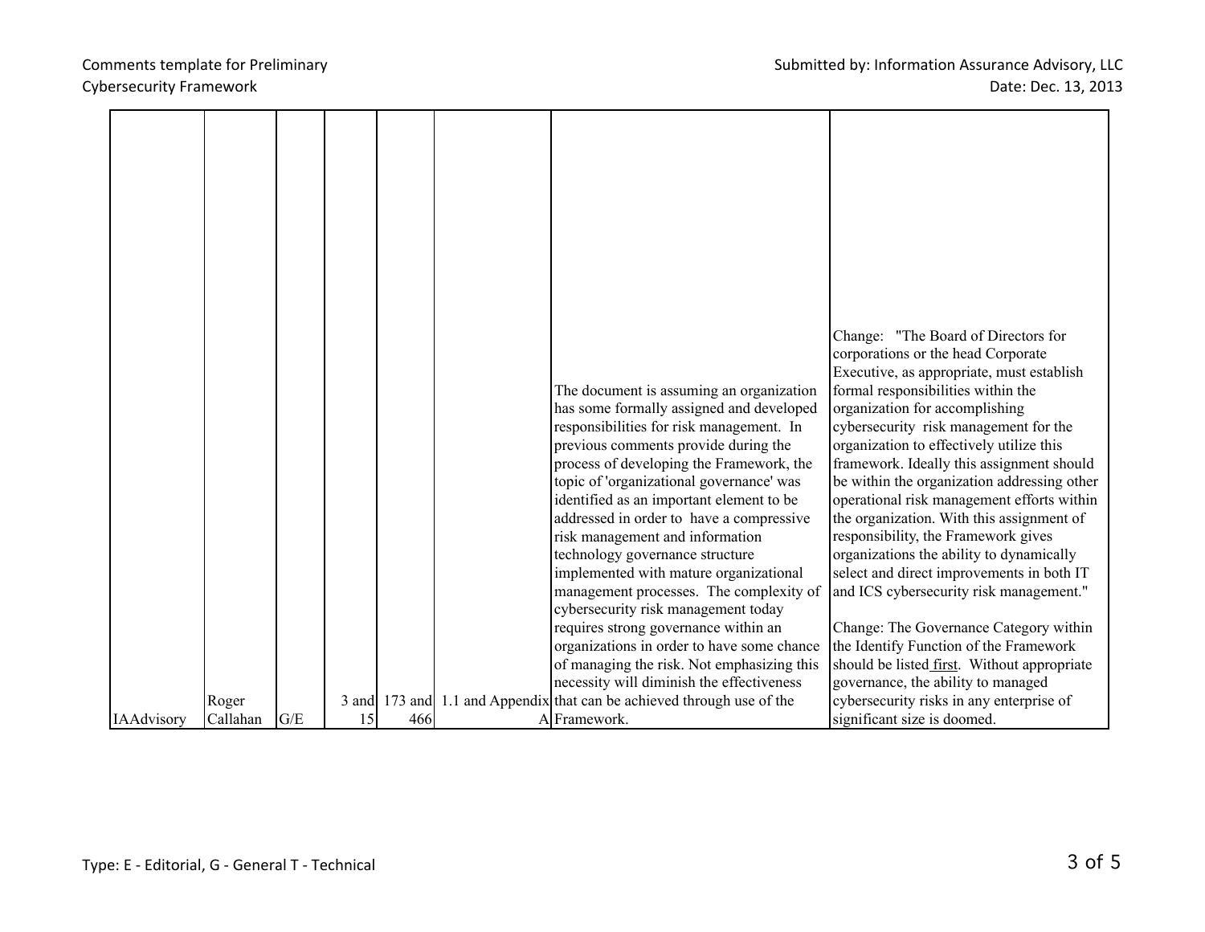| | | | | | | | |
|---|---|---|---|---|---|---|---|
| IAAdvisory | Roger Callahan | G/E | 3 and 15 | 173 and 466 | 1.1 and Appendix A | The document is assuming an organization has some formally assigned and developed responsibilities for risk management. In previous comments provide during the process of developing the Framework, the topic of 'organizational governance' was identified as an important element to be addressed in order to have a compressive risk management and information technology governance structure implemented with mature organizational management processes. The complexity of cybersecurity risk management today requires strong governance within an organizations in order to have some chance of managing the risk. Not emphasizing this necessity will diminish the effectiveness that can be achieved through use of the Framework. | Change: "The Board of Directors for corporations or the head Corporate Executive, as appropriate, must establish formal responsibilities within the organization for accomplishing cybersecurity risk management for the organization to effectively utilize this framework. Ideally this assignment should be within the organization addressing other operational risk management efforts within the organization. With this assignment of responsibility, the Framework gives organizations the ability to dynamically select and direct improvements in both IT and ICS cybersecurity risk management."<br><br>Change: The Governance Category within the Identify Function of the Framework should be listed <u>first</u>. Without appropriate governance, the ability to managed cybersecurity risks in any enterprise of significant size is doomed. |

Type: E - Editorial, G - General T - Technical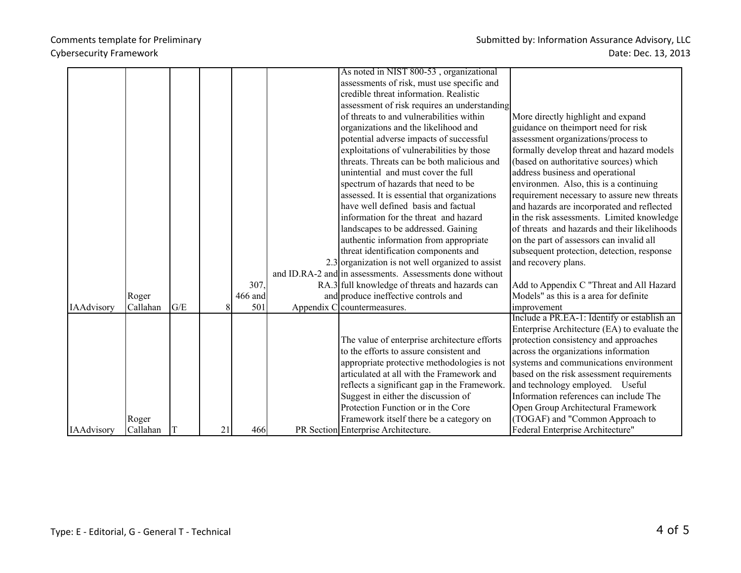Comments template for Preliminary Cybersecurity Framework

Submitted by: Information Assurance Advisory, LLC
Date: Dec. 13, 2013

| | | | | | | | |
|---|---|---|---|---|---|---|---|
| IAAdvisory | Roger Callahan | G/E | 8 | 307, 466 and 501 | 2.3 and ID.RA-2 and RA.3 and Appendix C | As noted in NIST 800-53 , organizational assessments of risk, must use specific and credible threat information. Realistic assessment of risk requires an understanding of threats to and vulnerabilities within organizations and the likelihood and potential adverse impacts of successful exploitations of vulnerabilities by those threats. Threats can be both malicious and unintential and must cover the full spectrum of hazards that need to be assessed. It is essential that organizations have well defined basis and factual information for the threat and hazard landscapes to be addressed. Gaining authentic information from appropriate threat identification components and organization is not well organized to assist in assessments. Assessments done without full knowledge of threats and hazards can produce ineffective controls and countermeasures. | More directly highlight and expand guidance on theimport need for risk assessment organizations/process to formally develop threat and hazard models (based on authoritative sources) which address business and operational environmen. Also, this is a continuing requirement necessary to assure new threats and hazards are incorporated and reflected in the risk assessments. Limited knowledge of threats and hazards and their likelihoods on the part of assessors can invalid all subsequent protection, detection, response and recovery plans.<br><br>Add to Appendix C "Threat and All Hazard Models" as this is a area for definite improvement |
| IAAdvisory | Roger Callahan | T | 21 | 466 | PR Section | The value of enterprise architecture efforts to the efforts to assure consistent and appropriate protective methodologies is not articulated at all with the Framework and reflects a significant gap in the Framework. Suggest in either the discussion of Protection Function or in the Core Framework itself there be a category on Enterprise Architecture. | Include a PR.EA-1: Identify or establish an Enterprise Architecture (EA) to evaluate the protection consistency and approaches across the organizations information systems and communications environment based on the risk assessment requirements and technology employed. Useful Information references can include The Open Group Architectural Framework (TOGAF) and "Common Approach to Federal Enterprise Architecture" |

Type: E - Editorial, G - General T - Technical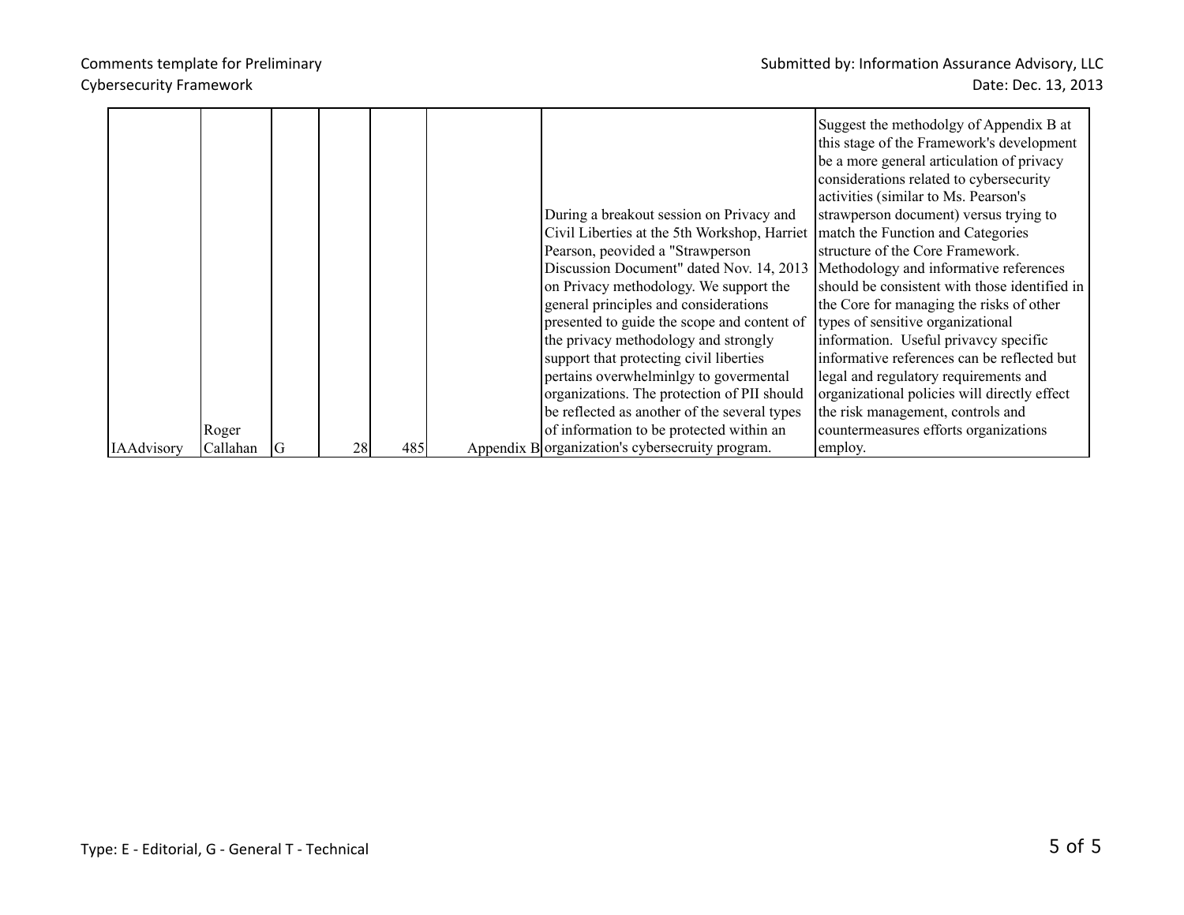| | | | | | | | |
|---|---|---|---|---|---|---|---|
| IAAdvisory | Roger Callahan | G | 28 | 485 | Appendix B | During a breakout session on Privacy and Civil Liberties at the 5th Workshop, Harriet Pearson, peovided a "Strawperson Discussion Document" dated Nov. 14, 2013 on Privacy methodology. We support the general principles and considerations presented to guide the scope and content of the privacy methodology and strongly support that protecting civil liberties pertains overwhelminlgy to govermental organizations. The protection of PII should be reflected as another of the several types of information to be protected within an organization's cybersecruity program. | Suggest the methodolgy of Appendix B at this stage of the Framework's development be a more general articulation of privacy considerations related to cybersecurity activities (similar to Ms. Pearson's strawperson document) versus trying to match the Function and Categories structure of the Core Framework. Methodology and informative references should be consistent with those identified in the Core for managing the risks of other types of sensitive organizational information. Useful privavcy specific informative references can be reflected but legal and regulatory requirements and organizational policies will directly effect the risk management, controls and countermeasures efforts organizations employ. |

Type: E - Editorial, G - General T - Technical